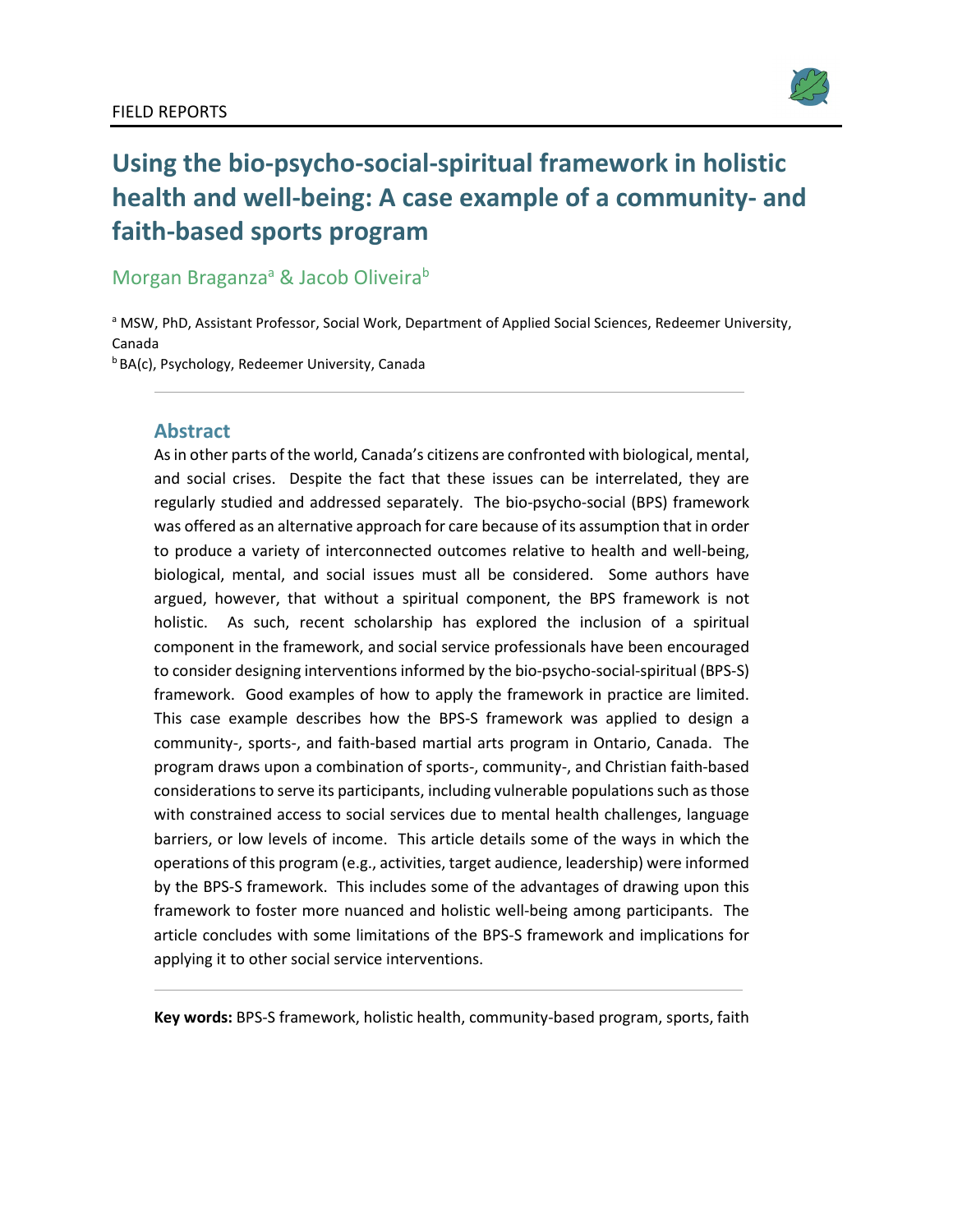FIELD REPORTS

# Using the bio-psycho-social-spiritual framework in holistic health and well-being: A case example of a community- and faith-based sports program

Morgan Braganza[a] & Jacob Oliveira[b]

[a] MSW, PhD, Assistant Professor, Social Work, Department of Applied Social Sciences, Redeemer University, Canada
[b] BA(c), Psychology, Redeemer University, Canada

## Abstract

As in other parts of the world, Canada's citizens are confronted with biological, mental, and social crises. Despite the fact that these issues can be interrelated, they are regularly studied and addressed separately. The bio-psycho-social (BPS) framework was offered as an alternative approach for care because of its assumption that in order to produce a variety of interconnected outcomes relative to health and well-being, biological, mental, and social issues must all be considered. Some authors have argued, however, that without a spiritual component, the BPS framework is not holistic. As such, recent scholarship has explored the inclusion of a spiritual component in the framework, and social service professionals have been encouraged to consider designing interventions informed by the bio-psycho-social-spiritual (BPS-S) framework. Good examples of how to apply the framework in practice are limited. This case example describes how the BPS-S framework was applied to design a community-, sports-, and faith-based martial arts program in Ontario, Canada. The program draws upon a combination of sports-, community-, and Christian faith-based considerations to serve its participants, including vulnerable populations such as those with constrained access to social services due to mental health challenges, language barriers, or low levels of income. This article details some of the ways in which the operations of this program (e.g., activities, target audience, leadership) were informed by the BPS-S framework. This includes some of the advantages of drawing upon this framework to foster more nuanced and holistic well-being among participants. The article concludes with some limitations of the BPS-S framework and implications for applying it to other social service interventions.

**Key words:** BPS-S framework, holistic health, community-based program, sports, faith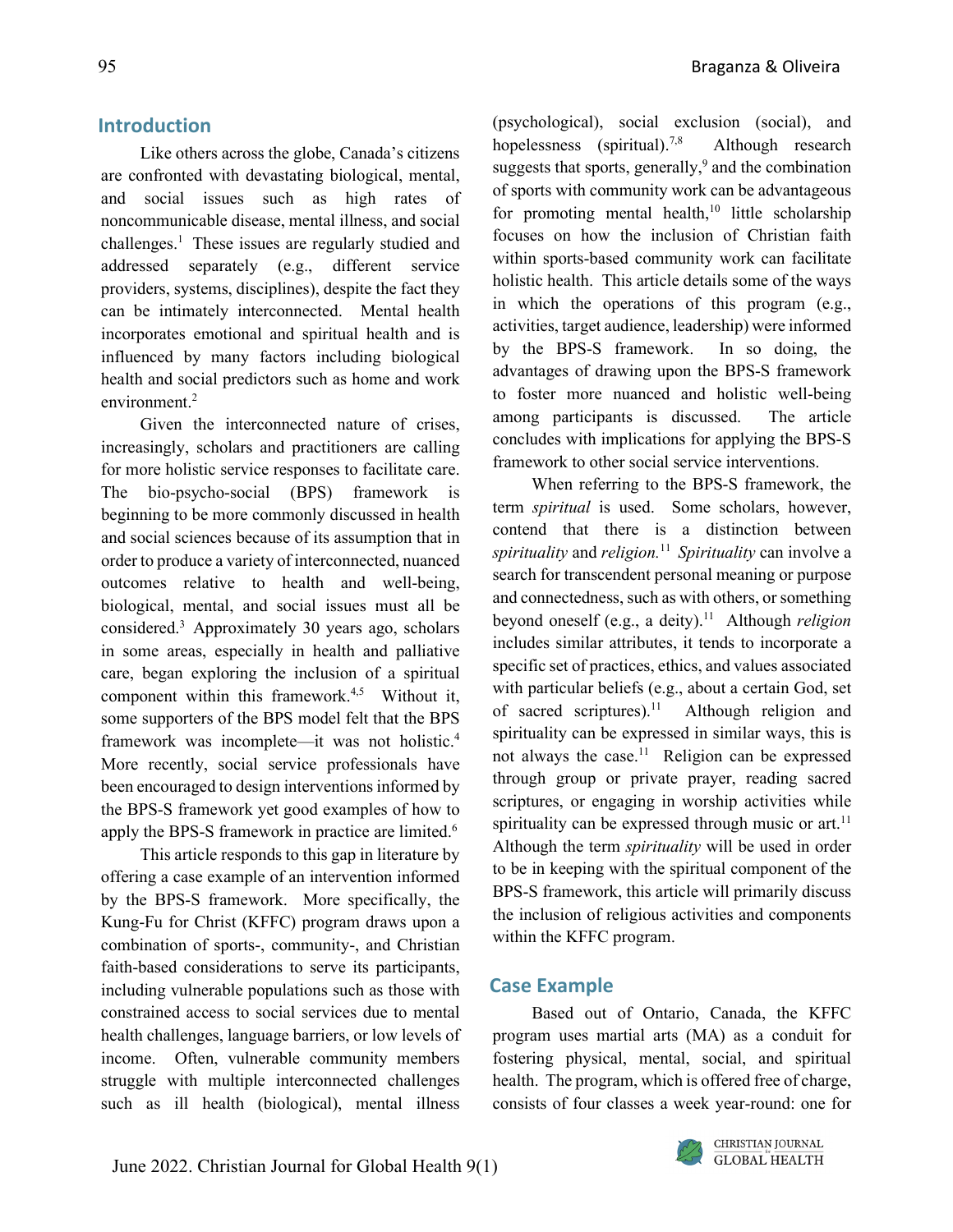## Introduction

Like others across the globe, Canada's citizens are confronted with devastating biological, mental, and social issues such as high rates of noncommunicable disease, mental illness, and social challenges.[1] These issues are regularly studied and addressed separately (e.g., different service providers, systems, disciplines), despite the fact they can be intimately interconnected. Mental health incorporates emotional and spiritual health and is influenced by many factors including biological health and social predictors such as home and work environment.[2]

Given the interconnected nature of crises, increasingly, scholars and practitioners are calling for more holistic service responses to facilitate care. The bio-psycho-social (BPS) framework is beginning to be more commonly discussed in health and social sciences because of its assumption that in order to produce a variety of interconnected, nuanced outcomes relative to health and well-being, biological, mental, and social issues must all be considered.[3] Approximately 30 years ago, scholars in some areas, especially in health and palliative care, began exploring the inclusion of a spiritual component within this framework.[4,5] Without it, some supporters of the BPS model felt that the BPS framework was incomplete—it was not holistic.[4] More recently, social service professionals have been encouraged to design interventions informed by the BPS-S framework yet good examples of how to apply the BPS-S framework in practice are limited.[6]

This article responds to this gap in literature by offering a case example of an intervention informed by the BPS-S framework. More specifically, the Kung-Fu for Christ (KFFC) program draws upon a combination of sports-, community-, and Christian faith-based considerations to serve its participants, including vulnerable populations such as those with constrained access to social services due to mental health challenges, language barriers, or low levels of income. Often, vulnerable community members struggle with multiple interconnected challenges such as ill health (biological), mental illness (psychological), social exclusion (social), and hopelessness (spiritual).[7,8] Although research suggests that sports, generally,[9] and the combination of sports with community work can be advantageous for promoting mental health,[10] little scholarship focuses on how the inclusion of Christian faith within sports-based community work can facilitate holistic health. This article details some of the ways in which the operations of this program (e.g., activities, target audience, leadership) were informed by the BPS-S framework. In so doing, the advantages of drawing upon the BPS-S framework to foster more nuanced and holistic well-being among participants is discussed. The article concludes with implications for applying the BPS-S framework to other social service interventions.

When referring to the BPS-S framework, the term *spiritual* is used. Some scholars, however, contend that there is a distinction between *spirituality* and *religion.*[11] *Spirituality* can involve a search for transcendent personal meaning or purpose and connectedness, such as with others, or something beyond oneself (e.g., a deity).[11] Although *religion* includes similar attributes, it tends to incorporate a specific set of practices, ethics, and values associated with particular beliefs (e.g., about a certain God, set of sacred scriptures).[11] Although religion and spirituality can be expressed in similar ways, this is not always the case.[11] Religion can be expressed through group or private prayer, reading sacred scriptures, or engaging in worship activities while spirituality can be expressed through music or art.[11] Although the term *spirituality* will be used in order to be in keeping with the spiritual component of the BPS-S framework, this article will primarily discuss the inclusion of religious activities and components within the KFFC program.

## Case Example

Based out of Ontario, Canada, the KFFC program uses martial arts (MA) as a conduit for fostering physical, mental, social, and spiritual health. The program, which is offered free of charge, consists of four classes a week year-round: one for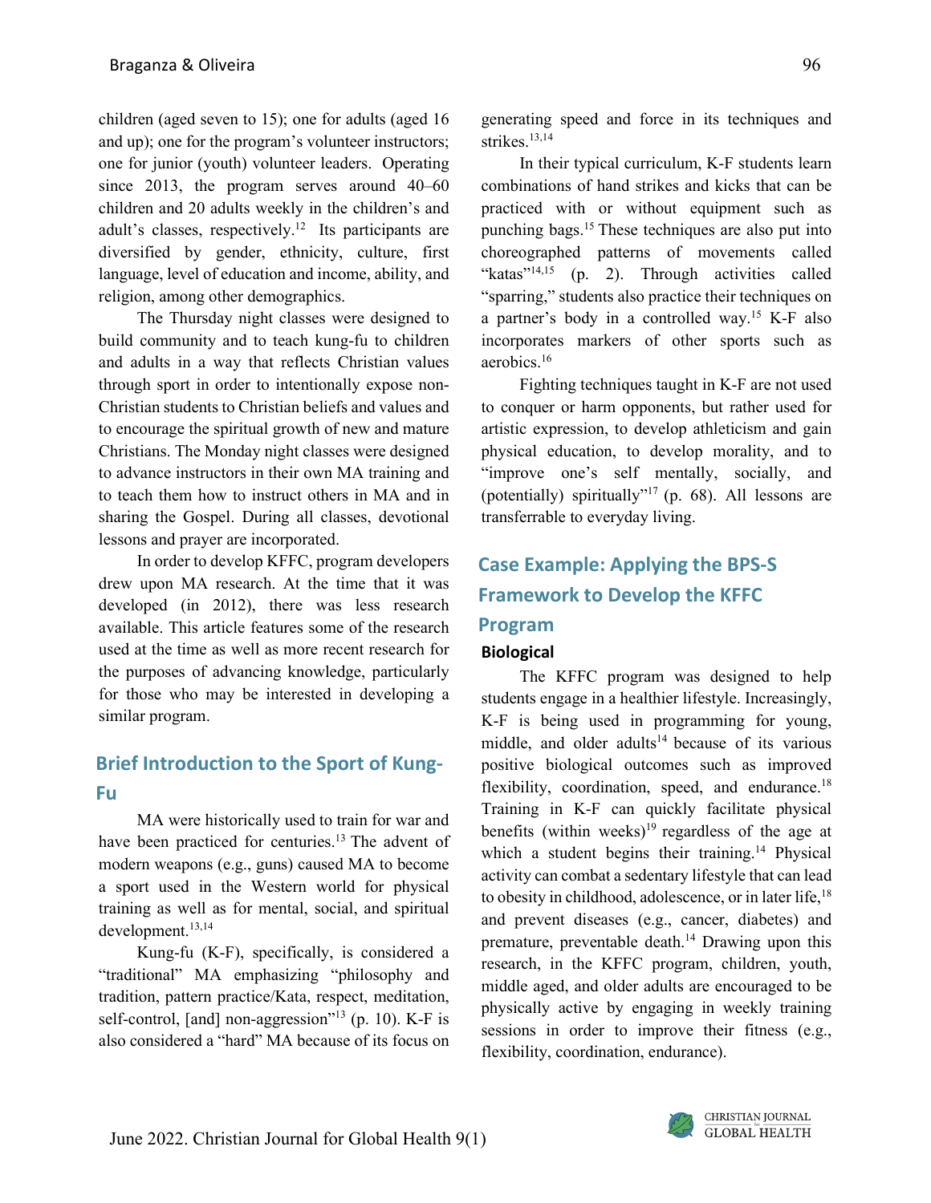children (aged seven to 15); one for adults (aged 16 and up); one for the program's volunteer instructors; one for junior (youth) volunteer leaders. Operating since 2013, the program serves around 40–60 children and 20 adults weekly in the children's and adult's classes, respectively.[12] Its participants are diversified by gender, ethnicity, culture, first language, level of education and income, ability, and religion, among other demographics.

The Thursday night classes were designed to build community and to teach kung-fu to children and adults in a way that reflects Christian values through sport in order to intentionally expose non-Christian students to Christian beliefs and values and to encourage the spiritual growth of new and mature Christians. The Monday night classes were designed to advance instructors in their own MA training and to teach them how to instruct others in MA and in sharing the Gospel. During all classes, devotional lessons and prayer are incorporated.

In order to develop KFFC, program developers drew upon MA research. At the time that it was developed (in 2012), there was less research available. This article features some of the research used at the time as well as more recent research for the purposes of advancing knowledge, particularly for those who may be interested in developing a similar program.

## Brief Introduction to the Sport of Kung-Fu

MA were historically used to train for war and have been practiced for centuries.[13] The advent of modern weapons (e.g., guns) caused MA to become a sport used in the Western world for physical training as well as for mental, social, and spiritual development.[13,14]

Kung-fu (K-F), specifically, is considered a "traditional" MA emphasizing "philosophy and tradition, pattern practice/Kata, respect, meditation, self-control, [and] non-aggression"[13] (p. 10). K-F is also considered a "hard" MA because of its focus on generating speed and force in its techniques and strikes.[13,14]

In their typical curriculum, K-F students learn combinations of hand strikes and kicks that can be practiced with or without equipment such as punching bags.[15] These techniques are also put into choreographed patterns of movements called "katas"[14,15] (p. 2). Through activities called "sparring," students also practice their techniques on a partner's body in a controlled way.[15] K-F also incorporates markers of other sports such as aerobics.[16]

Fighting techniques taught in K-F are not used to conquer or harm opponents, but rather used for artistic expression, to develop athleticism and gain physical education, to develop morality, and to "improve one's self mentally, socially, and (potentially) spiritually"[17] (p. 68). All lessons are transferrable to everyday living.

## Case Example: Applying the BPS-S Framework to Develop the KFFC Program

### Biological

The KFFC program was designed to help students engage in a healthier lifestyle. Increasingly, K-F is being used in programming for young, middle, and older adults[14] because of its various positive biological outcomes such as improved flexibility, coordination, speed, and endurance.[18] Training in K-F can quickly facilitate physical benefits (within weeks)[19] regardless of the age at which a student begins their training.[14] Physical activity can combat a sedentary lifestyle that can lead to obesity in childhood, adolescence, or in later life,[18] and prevent diseases (e.g., cancer, diabetes) and premature, preventable death.[14] Drawing upon this research, in the KFFC program, children, youth, middle aged, and older adults are encouraged to be physically active by engaging in weekly training sessions in order to improve their fitness (e.g., flexibility, coordination, endurance).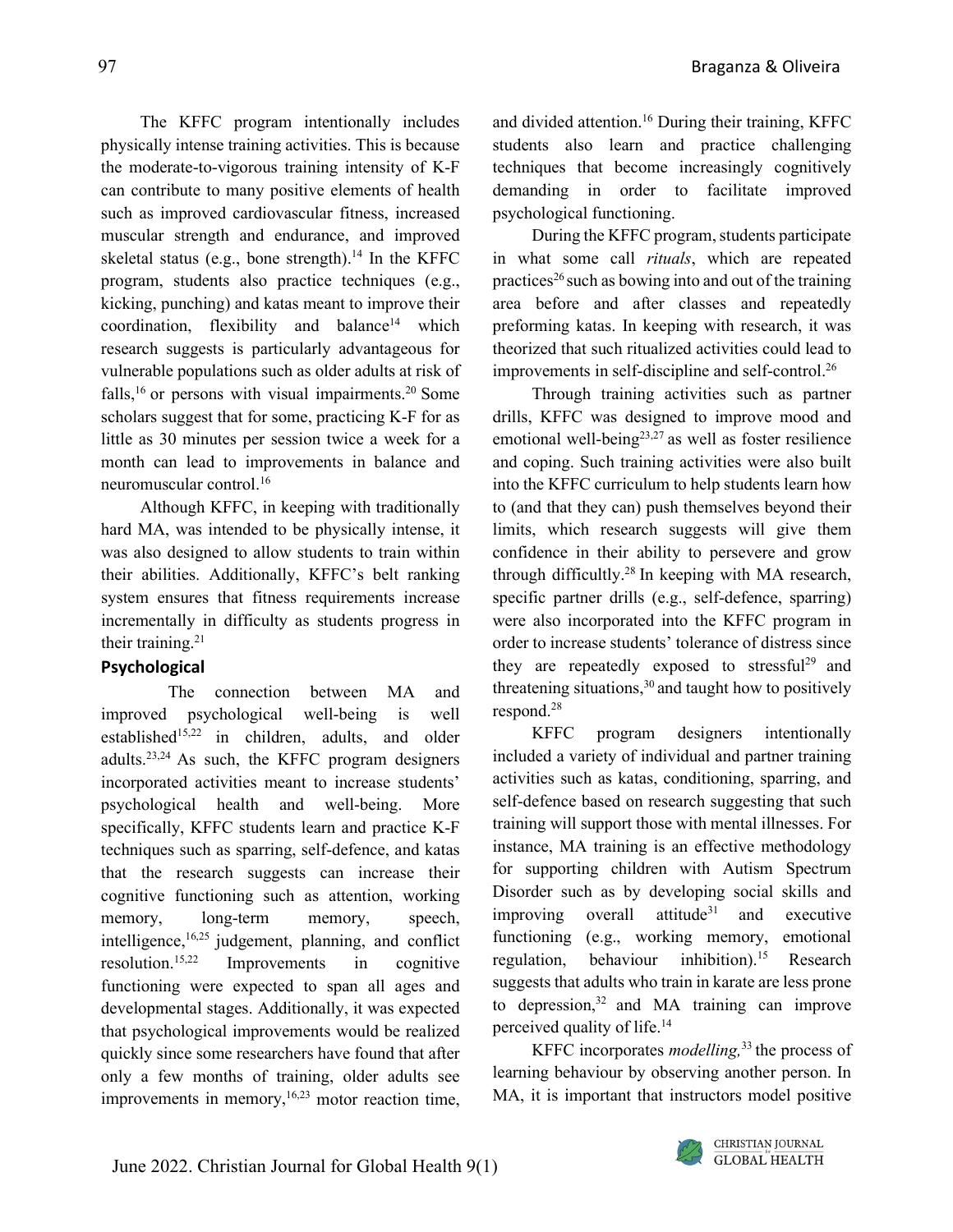The KFFC program intentionally includes physically intense training activities. This is because the moderate-to-vigorous training intensity of K-F can contribute to many positive elements of health such as improved cardiovascular fitness, increased muscular strength and endurance, and improved skeletal status (e.g., bone strength).[14] In the KFFC program, students also practice techniques (e.g., kicking, punching) and katas meant to improve their coordination, flexibility and balance[14] which research suggests is particularly advantageous for vulnerable populations such as older adults at risk of falls,[16] or persons with visual impairments.[20] Some scholars suggest that for some, practicing K-F for as little as 30 minutes per session twice a week for a month can lead to improvements in balance and neuromuscular control.[16]

Although KFFC, in keeping with traditionally hard MA, was intended to be physically intense, it was also designed to allow students to train within their abilities. Additionally, KFFC's belt ranking system ensures that fitness requirements increase incrementally in difficulty as students progress in their training.[21]

## Psychological

The connection between MA and improved psychological well-being is well established[15,22] in children, adults, and older adults.[23,24] As such, the KFFC program designers incorporated activities meant to increase students' psychological health and well-being. More specifically, KFFC students learn and practice K-F techniques such as sparring, self-defence, and katas that the research suggests can increase their cognitive functioning such as attention, working memory, long-term memory, speech, intelligence,[16,25] judgement, planning, and conflict resolution.[15,22] Improvements in cognitive functioning were expected to span all ages and developmental stages. Additionally, it was expected that psychological improvements would be realized quickly since some researchers have found that after only a few months of training, older adults see improvements in memory,[16,23] motor reaction time, and divided attention.[16] During their training, KFFC students also learn and practice challenging techniques that become increasingly cognitively demanding in order to facilitate improved psychological functioning.

During the KFFC program, students participate in what some call *rituals*, which are repeated practices[26] such as bowing into and out of the training area before and after classes and repeatedly preforming katas. In keeping with research, it was theorized that such ritualized activities could lead to improvements in self-discipline and self-control.[26]

Through training activities such as partner drills, KFFC was designed to improve mood and emotional well-being[23,27] as well as foster resilience and coping. Such training activities were also built into the KFFC curriculum to help students learn how to (and that they can) push themselves beyond their limits, which research suggests will give them confidence in their ability to persevere and grow through difficultly.[28] In keeping with MA research, specific partner drills (e.g., self-defence, sparring) were also incorporated into the KFFC program in order to increase students' tolerance of distress since they are repeatedly exposed to stressful[29] and threatening situations,[30] and taught how to positively respond.[28]

KFFC program designers intentionally included a variety of individual and partner training activities such as katas, conditioning, sparring, and self-defence based on research suggesting that such training will support those with mental illnesses. For instance, MA training is an effective methodology for supporting children with Autism Spectrum Disorder such as by developing social skills and improving overall attitude[31] and executive functioning (e.g., working memory, emotional regulation, behaviour inhibition).[15] Research suggests that adults who train in karate are less prone to depression,[32] and MA training can improve perceived quality of life.[14]

KFFC incorporates *modelling,*[33] the process of learning behaviour by observing another person. In MA, it is important that instructors model positive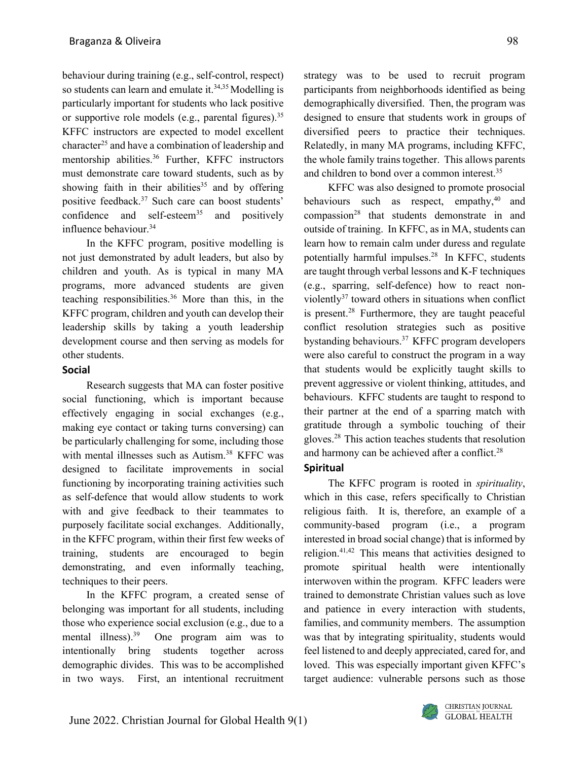behaviour during training (e.g., self-control, respect) so students can learn and emulate it.[34,35] Modelling is particularly important for students who lack positive or supportive role models (e.g., parental figures).[35] KFFC instructors are expected to model excellent character[25] and have a combination of leadership and mentorship abilities.[36] Further, KFFC instructors must demonstrate care toward students, such as by showing faith in their abilities[35] and by offering positive feedback.[37] Such care can boost students' confidence and self-esteem[35] and positively influence behaviour.[34]

In the KFFC program, positive modelling is not just demonstrated by adult leaders, but also by children and youth. As is typical in many MA programs, more advanced students are given teaching responsibilities.[36] More than this, in the KFFC program, children and youth can develop their leadership skills by taking a youth leadership development course and then serving as models for other students.

**Social**

Research suggests that MA can foster positive social functioning, which is important because effectively engaging in social exchanges (e.g., making eye contact or taking turns conversing) can be particularly challenging for some, including those with mental illnesses such as Autism.[38] KFFC was designed to facilitate improvements in social functioning by incorporating training activities such as self-defence that would allow students to work with and give feedback to their teammates to purposely facilitate social exchanges. Additionally, in the KFFC program, within their first few weeks of training, students are encouraged to begin demonstrating, and even informally teaching, techniques to their peers.

In the KFFC program, a created sense of belonging was important for all students, including those who experience social exclusion (e.g., due to a mental illness).[39] One program aim was to intentionally bring students together across demographic divides. This was to be accomplished in two ways. First, an intentional recruitment strategy was to be used to recruit program participants from neighborhoods identified as being demographically diversified. Then, the program was designed to ensure that students work in groups of diversified peers to practice their techniques. Relatedly, in many MA programs, including KFFC, the whole family trains together. This allows parents and children to bond over a common interest.[35]

KFFC was also designed to promote prosocial behaviours such as respect, empathy,[40] and compassion[28] that students demonstrate in and outside of training. In KFFC, as in MA, students can learn how to remain calm under duress and regulate potentially harmful impulses.[28] In KFFC, students are taught through verbal lessons and K-F techniques (e.g., sparring, self-defence) how to react non-violently[37] toward others in situations when conflict is present.[28] Furthermore, they are taught peaceful conflict resolution strategies such as positive bystanding behaviours.[37] KFFC program developers were also careful to construct the program in a way that students would be explicitly taught skills to prevent aggressive or violent thinking, attitudes, and behaviours. KFFC students are taught to respond to their partner at the end of a sparring match with gratitude through a symbolic touching of their gloves.[28] This action teaches students that resolution and harmony can be achieved after a conflict.[28]

**Spiritual**

The KFFC program is rooted in *spirituality*, which in this case, refers specifically to Christian religious faith. It is, therefore, an example of a community-based program (i.e., a program interested in broad social change) that is informed by religion.[41,42] This means that activities designed to promote spiritual health were intentionally interwoven within the program. KFFC leaders were trained to demonstrate Christian values such as love and patience in every interaction with students, families, and community members. The assumption was that by integrating spirituality, students would feel listened to and deeply appreciated, cared for, and loved. This was especially important given KFFC's target audience: vulnerable persons such as those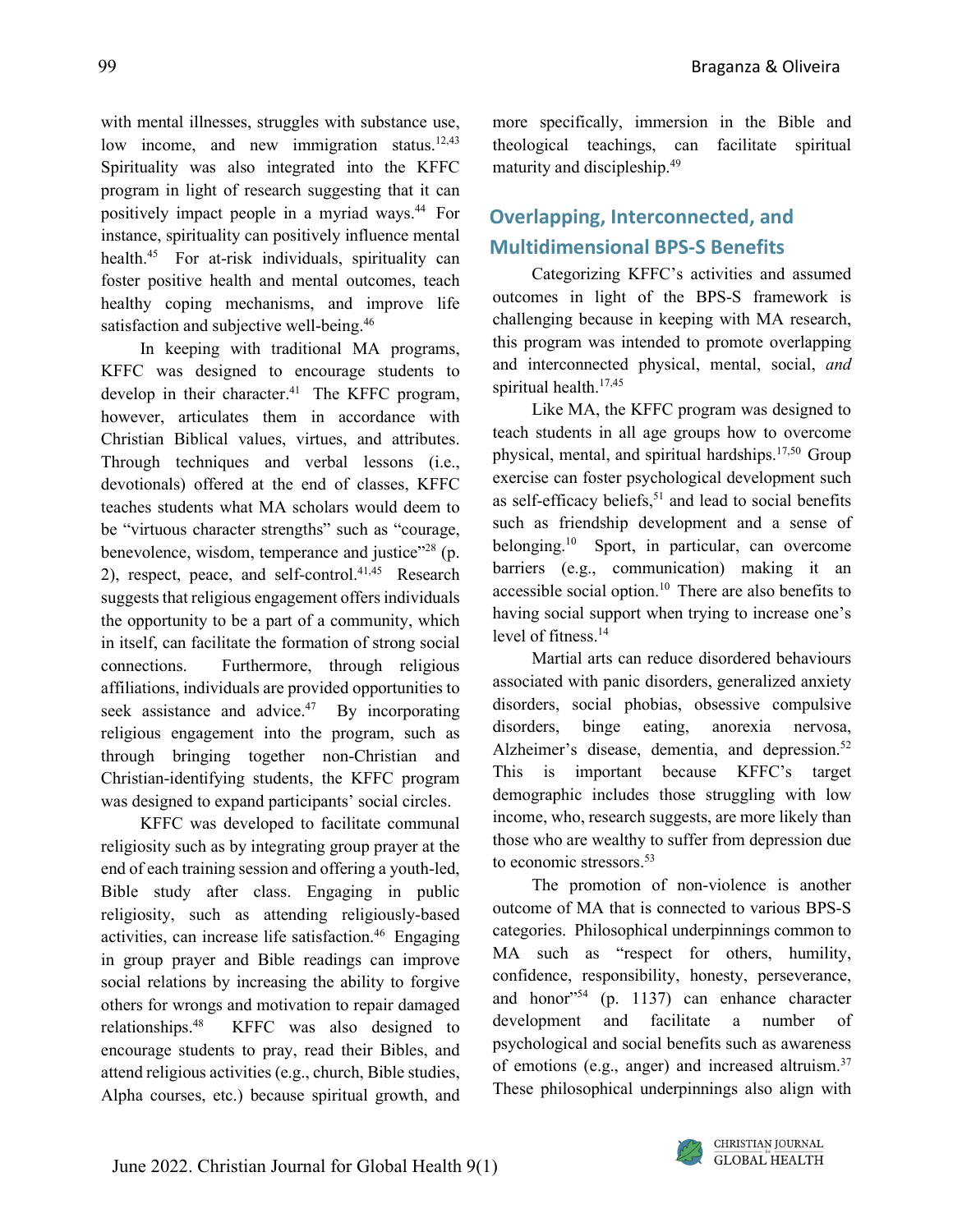with mental illnesses, struggles with substance use, low income, and new immigration status.[12,43] Spirituality was also integrated into the KFFC program in light of research suggesting that it can positively impact people in a myriad ways.[44] For instance, spirituality can positively influence mental health.[45] For at-risk individuals, spirituality can foster positive health and mental outcomes, teach healthy coping mechanisms, and improve life satisfaction and subjective well-being.[46]

In keeping with traditional MA programs, KFFC was designed to encourage students to develop in their character.[41] The KFFC program, however, articulates them in accordance with Christian Biblical values, virtues, and attributes. Through techniques and verbal lessons (i.e., devotionals) offered at the end of classes, KFFC teaches students what MA scholars would deem to be "virtuous character strengths" such as "courage, benevolence, wisdom, temperance and justice"[28] (p. 2), respect, peace, and self-control.[41,45] Research suggests that religious engagement offers individuals the opportunity to be a part of a community, which in itself, can facilitate the formation of strong social connections. Furthermore, through religious affiliations, individuals are provided opportunities to seek assistance and advice.[47] By incorporating religious engagement into the program, such as through bringing together non-Christian and Christian-identifying students, the KFFC program was designed to expand participants' social circles.

KFFC was developed to facilitate communal religiosity such as by integrating group prayer at the end of each training session and offering a youth-led, Bible study after class. Engaging in public religiosity, such as attending religiously-based activities, can increase life satisfaction.[46] Engaging in group prayer and Bible readings can improve social relations by increasing the ability to forgive others for wrongs and motivation to repair damaged relationships.[48] KFFC was also designed to encourage students to pray, read their Bibles, and attend religious activities (e.g., church, Bible studies, Alpha courses, etc.) because spiritual growth, and more specifically, immersion in the Bible and theological teachings, can facilitate spiritual maturity and discipleship.[49]

## Overlapping, Interconnected, and Multidimensional BPS-S Benefits

Categorizing KFFC's activities and assumed outcomes in light of the BPS-S framework is challenging because in keeping with MA research, this program was intended to promote overlapping and interconnected physical, mental, social, *and* spiritual health.[17,45]

Like MA, the KFFC program was designed to teach students in all age groups how to overcome physical, mental, and spiritual hardships.[17,50] Group exercise can foster psychological development such as self-efficacy beliefs,[51] and lead to social benefits such as friendship development and a sense of belonging.[10] Sport, in particular, can overcome barriers (e.g., communication) making it an accessible social option.[10] There are also benefits to having social support when trying to increase one's level of fitness.[14]

Martial arts can reduce disordered behaviours associated with panic disorders, generalized anxiety disorders, social phobias, obsessive compulsive disorders, binge eating, anorexia nervosa, Alzheimer's disease, dementia, and depression.[52] This is important because KFFC's target demographic includes those struggling with low income, who, research suggests, are more likely than those who are wealthy to suffer from depression due to economic stressors.[53]

The promotion of non-violence is another outcome of MA that is connected to various BPS-S categories. Philosophical underpinnings common to MA such as "respect for others, humility, confidence, responsibility, honesty, perseverance, and honor"[54] (p. 1137) can enhance character development and facilitate a number of psychological and social benefits such as awareness of emotions (e.g., anger) and increased altruism.[37] These philosophical underpinnings also align with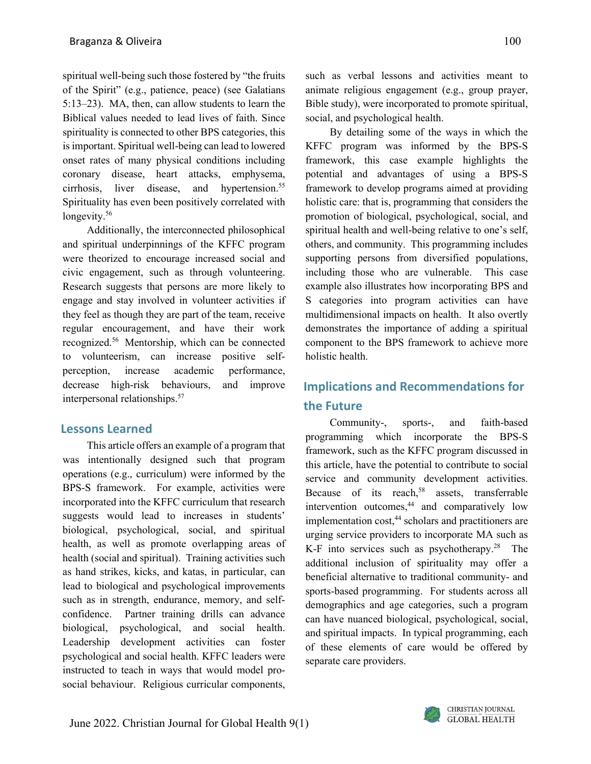spiritual well-being such those fostered by "the fruits of the Spirit" (e.g., patience, peace) (see Galatians 5:13–23). MA, then, can allow students to learn the Biblical values needed to lead lives of faith. Since spirituality is connected to other BPS categories, this is important. Spiritual well-being can lead to lowered onset rates of many physical conditions including coronary disease, heart attacks, emphysema, cirrhosis, liver disease, and hypertension.[55] Spirituality has even been positively correlated with longevity.[56]

Additionally, the interconnected philosophical and spiritual underpinnings of the KFFC program were theorized to encourage increased social and civic engagement, such as through volunteering. Research suggests that persons are more likely to engage and stay involved in volunteer activities if they feel as though they are part of the team, receive regular encouragement, and have their work recognized.[56] Mentorship, which can be connected to volunteerism, can increase positive self-perception, increase academic performance, decrease high-risk behaviours, and improve interpersonal relationships.[57]

## Lessons Learned

This article offers an example of a program that was intentionally designed such that program operations (e.g., curriculum) were informed by the BPS-S framework. For example, activities were incorporated into the KFFC curriculum that research suggests would lead to increases in students' biological, psychological, social, and spiritual health, as well as promote overlapping areas of health (social and spiritual). Training activities such as hand strikes, kicks, and katas, in particular, can lead to biological and psychological improvements such as in strength, endurance, memory, and self-confidence. Partner training drills can advance biological, psychological, and social health. Leadership development activities can foster psychological and social health. KFFC leaders were instructed to teach in ways that would model pro-social behaviour. Religious curricular components, such as verbal lessons and activities meant to animate religious engagement (e.g., group prayer, Bible study), were incorporated to promote spiritual, social, and psychological health.

By detailing some of the ways in which the KFFC program was informed by the BPS-S framework, this case example highlights the potential and advantages of using a BPS-S framework to develop programs aimed at providing holistic care: that is, programming that considers the promotion of biological, psychological, social, and spiritual health and well-being relative to one's self, others, and community. This programming includes supporting persons from diversified populations, including those who are vulnerable. This case example also illustrates how incorporating BPS and S categories into program activities can have multidimensional impacts on health. It also overtly demonstrates the importance of adding a spiritual component to the BPS framework to achieve more holistic health.

## Implications and Recommendations for the Future

Community-, sports-, and faith-based programming which incorporate the BPS-S framework, such as the KFFC program discussed in this article, have the potential to contribute to social service and community development activities. Because of its reach,[58] assets, transferrable intervention outcomes,[44] and comparatively low implementation cost,[44] scholars and practitioners are urging service providers to incorporate MA such as K-F into services such as psychotherapy.[28] The additional inclusion of spirituality may offer a beneficial alternative to traditional community- and sports-based programming. For students across all demographics and age categories, such a program can have nuanced biological, psychological, social, and spiritual impacts. In typical programming, each of these elements of care would be offered by separate care providers.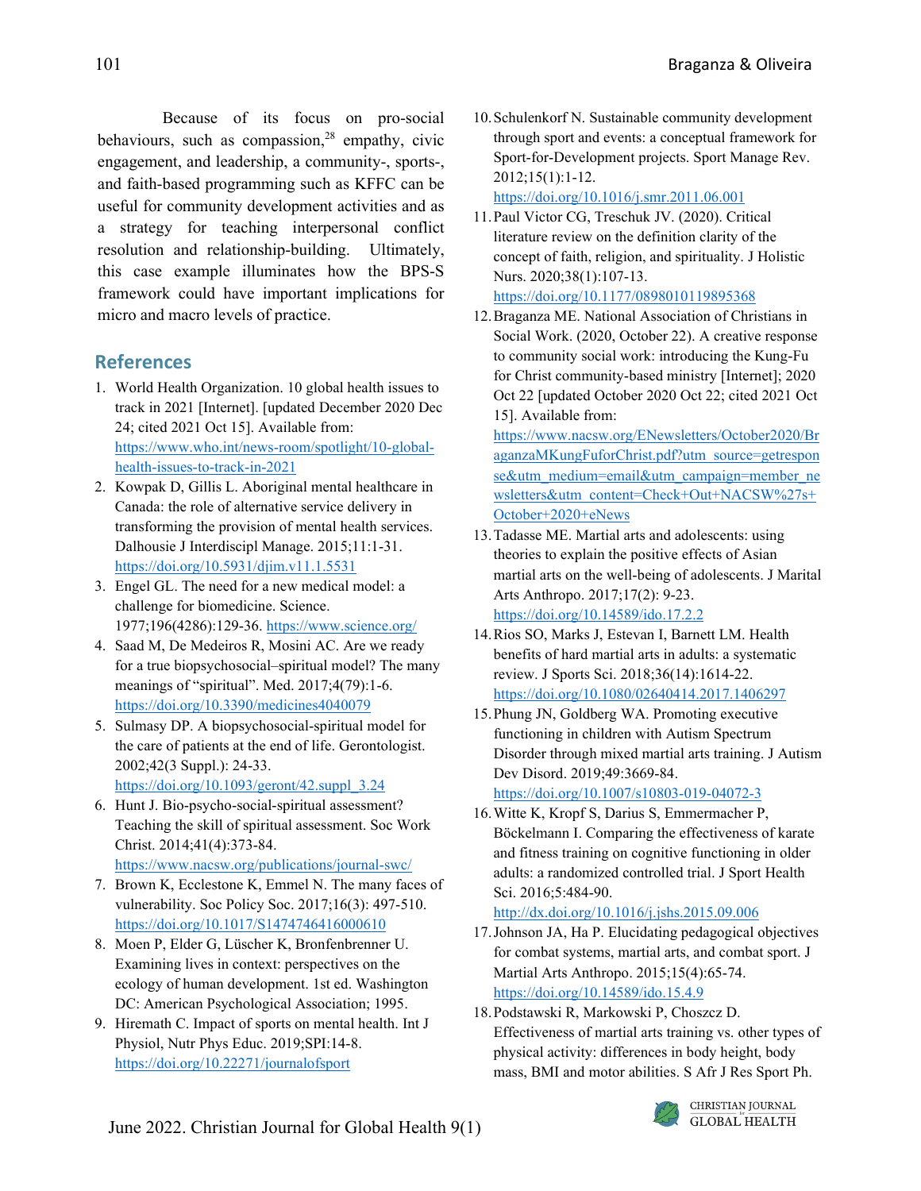Because of its focus on pro-social behaviours, such as compassion,[28] empathy, civic engagement, and leadership, a community-, sports-, and faith-based programming such as KFFC can be useful for community development activities and as a strategy for teaching interpersonal conflict resolution and relationship-building. Ultimately, this case example illuminates how the BPS-S framework could have important implications for micro and macro levels of practice.

## References

1. World Health Organization. 10 global health issues to track in 2021 [Internet]. [updated December 2020 Dec 24; cited 2021 Oct 15]. Available from: https://www.who.int/news-room/spotlight/10-global-health-issues-to-track-in-2021
2. Kowpak D, Gillis L. Aboriginal mental healthcare in Canada: the role of alternative service delivery in transforming the provision of mental health services. Dalhousie J Interdiscipl Manage. 2015;11:1-31. https://doi.org/10.5931/djim.v11.1.5531
3. Engel GL. The need for a new medical model: a challenge for biomedicine. Science. 1977;196(4286):129-36. https://www.science.org/
4. Saad M, De Medeiros R, Mosini AC. Are we ready for a true biopsychosocial–spiritual model? The many meanings of "spiritual". Med. 2017;4(79):1-6. https://doi.org/10.3390/medicines4040079
5. Sulmasy DP. A biopsychosocial-spiritual model for the care of patients at the end of life. Gerontologist. 2002;42(3 Suppl.): 24-33. https://doi.org/10.1093/geront/42.suppl_3.24
6. Hunt J. Bio-psycho-social-spiritual assessment? Teaching the skill of spiritual assessment. Soc Work Christ. 2014;41(4):373-84. https://www.nacsw.org/publications/journal-swc/
7. Brown K, Ecclestone K, Emmel N. The many faces of vulnerability. Soc Policy Soc. 2017;16(3): 497-510. https://doi.org/10.1017/S1474746416000610
8. Moen P, Elder G, Lüscher K, Bronfenbrenner U. Examining lives in context: perspectives on the ecology of human development. 1st ed. Washington DC: American Psychological Association; 1995.
9. Hiremath C. Impact of sports on mental health. Int J Physiol, Nutr Phys Educ. 2019;SPI:14-8. https://doi.org/10.22271/journalofsport
10. Schulenkorf N. Sustainable community development through sport and events: a conceptual framework for Sport-for-Development projects. Sport Manage Rev. 2012;15(1):1-12. https://doi.org/10.1016/j.smr.2011.06.001
11. Paul Victor CG, Treschuk JV. (2020). Critical literature review on the definition clarity of the concept of faith, religion, and spirituality. J Holistic Nurs. 2020;38(1):107-13. https://doi.org/10.1177/0898010119895368
12. Braganza ME. National Association of Christians in Social Work. (2020, October 22). A creative response to community social work: introducing the Kung-Fu for Christ community-based ministry [Internet]; 2020 Oct 22 [updated October 2020 Oct 22; cited 2021 Oct 15]. Available from: https://www.nacsw.org/ENewsletters/October2020/BraganzaMKungFuforChrist.pdf?utm_source=getresponse&utm_medium=email&utm_campaign=member_newsletters&utm_content=Check+Out+NACSW%27s+October+2020+eNews
13. Tadasse ME. Martial arts and adolescents: using theories to explain the positive effects of Asian martial arts on the well-being of adolescents. J Marital Arts Anthropo. 2017;17(2): 9-23. https://doi.org/10.14589/ido.17.2.2
14. Rios SO, Marks J, Estevan I, Barnett LM. Health benefits of hard martial arts in adults: a systematic review. J Sports Sci. 2018;36(14):1614-22. https://doi.org/10.1080/02640414.2017.1406297
15. Phung JN, Goldberg WA. Promoting executive functioning in children with Autism Spectrum Disorder through mixed martial arts training. J Autism Dev Disord. 2019;49:3669-84. https://doi.org/10.1007/s10803-019-04072-3
16. Witte K, Kropf S, Darius S, Emmermacher P, Böckelmann I. Comparing the effectiveness of karate and fitness training on cognitive functioning in older adults: a randomized controlled trial. J Sport Health Sci. 2016;5:484-90. http://dx.doi.org/10.1016/j.jshs.2015.09.006
17. Johnson JA, Ha P. Elucidating pedagogical objectives for combat systems, martial arts, and combat sport. J Martial Arts Anthropo. 2015;15(4):65-74. https://doi.org/10.14589/ido.15.4.9
18. Podstawski R, Markowski P, Choszcz D. Effectiveness of martial arts training vs. other types of physical activity: differences in body height, body mass, BMI and motor abilities. S Afr J Res Sport Ph.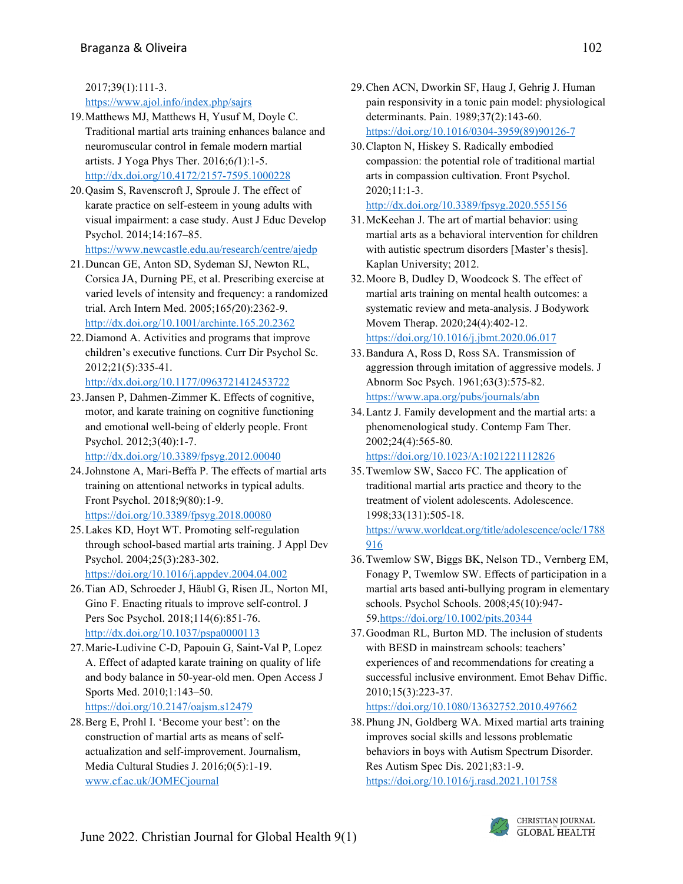2017;39(1):111-3.
https://www.ajol.info/index.php/sajrs

19. Matthews MJ, Matthews H, Yusuf M, Doyle C. Traditional martial arts training enhances balance and neuromuscular control in female modern martial artists. J Yoga Phys Ther. 2016;6*(*1):1-5. http://dx.doi.org/10.4172/2157-7595.1000228
20. Qasim S, Ravenscroft J, Sproule J. The effect of karate practice on self-esteem in young adults with visual impairment: a case study. Aust J Educ Develop Psychol. 2014;14:167–85. https://www.newcastle.edu.au/research/centre/ajedp
21. Duncan GE, Anton SD, Sydeman SJ, Newton RL, Corsica JA, Durning PE, et al. Prescribing exercise at varied levels of intensity and frequency: a randomized trial. Arch Intern Med. 2005;165*(*20):2362-9. http://dx.doi.org/10.1001/archinte.165.20.2362
22. Diamond A. Activities and programs that improve children's executive functions. Curr Dir Psychol Sc. 2012;21(5):335-41. http://dx.doi.org/10.1177/0963721412453722
23. Jansen P, Dahmen-Zimmer K. Effects of cognitive, motor, and karate training on cognitive functioning and emotional well-being of elderly people. Front Psychol. 2012;3(40):1-7. http://dx.doi.org/10.3389/fpsyg.2012.00040
24. Johnstone A, Mari-Beffa P. The effects of martial arts training on attentional networks in typical adults. Front Psychol. 2018;9(80):1-9. https://doi.org/10.3389/fpsyg.2018.00080
25. Lakes KD, Hoyt WT. Promoting self-regulation through school-based martial arts training. J Appl Dev Psychol. 2004;25(3):283-302. https://doi.org/10.1016/j.appdev.2004.04.002
26. Tian AD, Schroeder J, Häubl G, Risen JL, Norton MI, Gino F. Enacting rituals to improve self-control. J Pers Soc Psychol. 2018;114(6):851-76. http://dx.doi.org/10.1037/pspa0000113
27. Marie-Ludivine C-D, Papouin G, Saint-Val P, Lopez A. Effect of adapted karate training on quality of life and body balance in 50-year-old men. Open Access J Sports Med. 2010;1:143–50. https://doi.org/10.2147/oajsm.s12479
28. Berg E, Prohl I. 'Become your best': on the construction of martial arts as means of self-actualization and self-improvement. Journalism, Media Cultural Studies J. 2016;0(5):1-19. www.cf.ac.uk/JOMECjournal
29. Chen ACN, Dworkin SF, Haug J, Gehrig J. Human pain responsivity in a tonic pain model: physiological determinants. Pain. 1989;37(2):143-60. https://doi.org/10.1016/0304-3959(89)90126-7
30. Clapton N, Hiskey S. Radically embodied compassion: the potential role of traditional martial arts in compassion cultivation. Front Psychol. 2020;11:1-3. http://dx.doi.org/10.3389/fpsyg.2020.555156
31. McKeehan J. The art of martial behavior: using martial arts as a behavioral intervention for children with autistic spectrum disorders [Master's thesis]. Kaplan University; 2012.
32. Moore B, Dudley D, Woodcock S. The effect of martial arts training on mental health outcomes: a systematic review and meta-analysis. J Bodywork Movem Therap. 2020;24(4):402-12. https://doi.org/10.1016/j.jbmt.2020.06.017
33. Bandura A, Ross D, Ross SA. Transmission of aggression through imitation of aggressive models. J Abnorm Soc Psych. 1961;63(3):575-82. https://www.apa.org/pubs/journals/abn
34. Lantz J. Family development and the martial arts: a phenomenological study. Contemp Fam Ther. 2002;24(4):565-80. https://doi.org/10.1023/A:1021221112826
35. Twemlow SW, Sacco FC. The application of traditional martial arts practice and theory to the treatment of violent adolescents. Adolescence. 1998;33(131):505-18. https://www.worldcat.org/title/adolescence/oclc/1788916
36. Twemlow SW, Biggs BK, Nelson TD., Vernberg EM, Fonagy P, Twemlow SW. Effects of participation in a martial arts based anti-bullying program in elementary schools. Psychol Schools. 2008;45(10):947-59.https://doi.org/10.1002/pits.20344
37. Goodman RL, Burton MD. The inclusion of students with BESD in mainstream schools: teachers' experiences of and recommendations for creating a successful inclusive environment. Emot Behav Diffic. 2010;15(3):223-37. https://doi.org/10.1080/13632752.2010.497662
38. Phung JN, Goldberg WA. Mixed martial arts training improves social skills and lessons problematic behaviors in boys with Autism Spectrum Disorder. Res Autism Spec Dis. 2021;83:1-9. https://doi.org/10.1016/j.rasd.2021.101758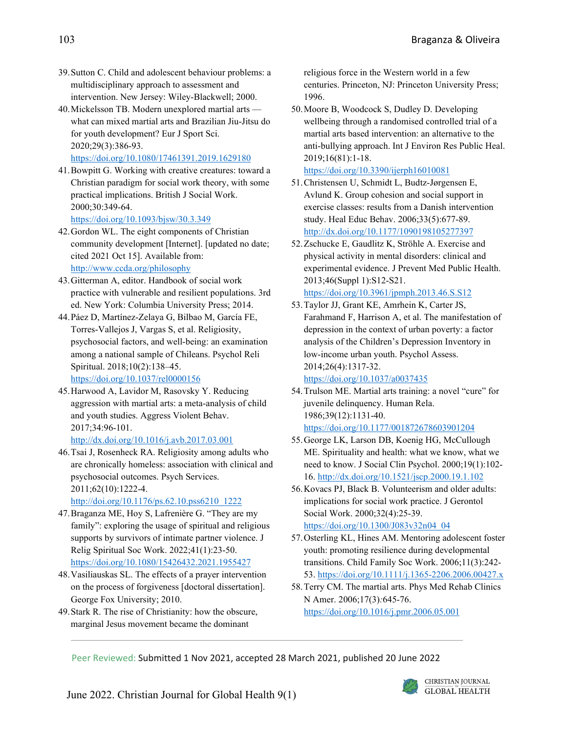39. Sutton C. Child and adolescent behaviour problems: a multidisciplinary approach to assessment and intervention. New Jersey: Wiley-Blackwell; 2000.
40. Mickelsson TB. Modern unexplored martial arts — what can mixed martial arts and Brazilian Jiu-Jitsu do for youth development? Eur J Sport Sci. 2020;29(3):386-93. https://doi.org/10.1080/17461391.2019.1629180
41. Bowpitt G. Working with creative creatures: toward a Christian paradigm for social work theory, with some practical implications. British J Social Work. 2000;30:349-64. https://doi.org/10.1093/bjsw/30.3.349
42. Gordon WL. The eight components of Christian community development [Internet]. [updated no date; cited 2021 Oct 15]. Available from: http://www.ccda.org/philosophy
43. Gitterman A, editor. Handbook of social work practice with vulnerable and resilient populations. 3rd ed. New York: Columbia University Press; 2014.
44. Páez D, Martínez-Zelaya G, Bilbao M, García FE, Torres-Vallejos J, Vargas S, et al. Religiosity, psychosocial factors, and well-being: an examination among a national sample of Chileans. Psychol Reli Spiritual. 2018;10(2):138–45. https://doi.org/10.1037/rel0000156
45. Harwood A, Lavidor M, Rasovsky Y. Reducing aggression with martial arts: a meta-analysis of child and youth studies. Aggress Violent Behav. 2017;34:96-101. http://dx.doi.org/10.1016/j.avb.2017.03.001
46. Tsai J, Rosenheck RA. Religiosity among adults who are chronically homeless: association with clinical and psychosocial outcomes. Psych Services. 2011;62(10):1222-4. http://doi.org/10.1176/ps.62.10.pss6210_1222
47. Braganza ME, Hoy S, Lafrenière G. "They are my family": exploring the usage of spiritual and religious supports by survivors of intimate partner violence. J Relig Spiritual Soc Work. 2022;41(1):23-50. https://doi.org/10.1080/15426432.2021.1955427
48. Vasiliauskas SL. The effects of a prayer intervention on the process of forgiveness [doctoral dissertation]. George Fox University; 2010.
49. Stark R. The rise of Christianity: how the obscure, marginal Jesus movement became the dominant religious force in the Western world in a few centuries. Princeton, NJ: Princeton University Press; 1996.
50. Moore B, Woodcock S, Dudley D. Developing wellbeing through a randomised controlled trial of a martial arts based intervention: an alternative to the anti-bullying approach. Int J Environ Res Public Heal. 2019;16(81):1-18. https://doi.org/10.3390/ijerph16010081
51. Christensen U, Schmidt L, Budtz-Jørgensen E, Avlund K. Group cohesion and social support in exercise classes: results from a Danish intervention study. Heal Educ Behav. 2006;33(5):677-89. http://dx.doi.org/10.1177/1090198105277397
52. Zschucke E, Gaudlitz K, Ströhle A. Exercise and physical activity in mental disorders: clinical and experimental evidence. J Prevent Med Public Health. 2013;46(Suppl 1):S12-S21. https://doi.org/10.3961/jpmph.2013.46.S.S12
53. Taylor JJ, Grant KE, Amrhein K, Carter JS, Farahmand F, Harrison A, et al. The manifestation of depression in the context of urban poverty: a factor analysis of the Children's Depression Inventory in low-income urban youth. Psychol Assess. 2014;26(4):1317-32. https://doi.org/10.1037/a0037435
54. Trulson ME. Martial arts training: a novel "cure" for juvenile delinquency. Human Rela. 1986;39(12):1131-40. https://doi.org/10.1177/001872678603901204
55. George LK, Larson DB, Koenig HG, McCullough ME. Spirituality and health: what we know, what we need to know. J Social Clin Psychol. 2000;19(1):102-16. http://dx.doi.org/10.1521/jscp.2000.19.1.102
56. Kovacs PJ, Black B. Volunteerism and older adults: implications for social work practice. J Gerontol Social Work. 2000;32(4):25-39. https://doi.org/10.1300/J083v32n04_04
57. Osterling KL, Hines AM. Mentoring adolescent foster youth: promoting resilience during developmental transitions. Child Family Soc Work. 2006;11(3):242-53. https://doi.org/10.1111/j.1365-2206.2006.00427.x
58. Terry CM. The martial arts. Phys Med Rehab Clinics N Amer. 2006;17(3):645-76. https://doi.org/10.1016/j.pmr.2006.05.001

Peer Reviewed: Submitted 1 Nov 2021, accepted 28 March 2021, published 20 June 2022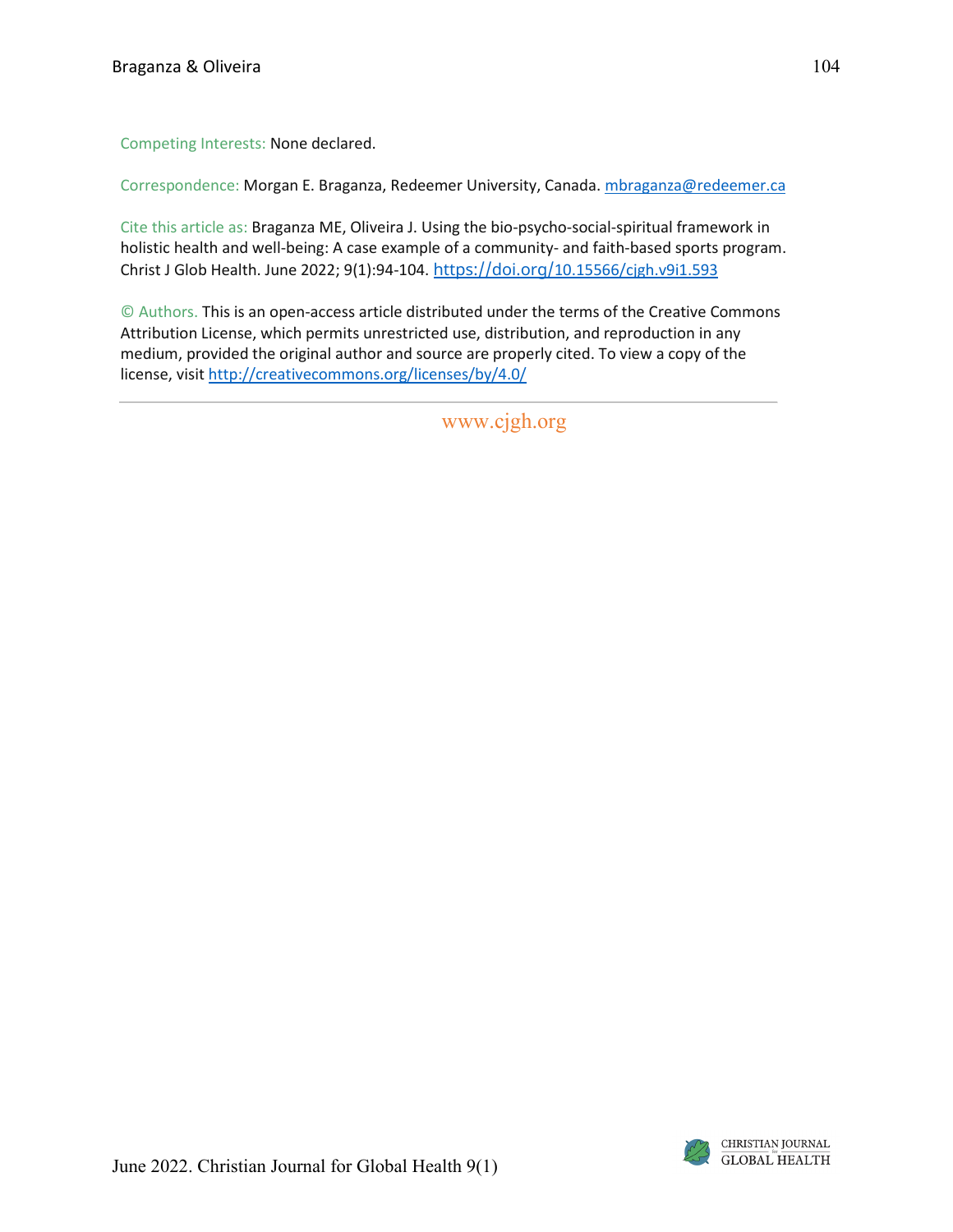Competing Interests: None declared.

Correspondence: Morgan E. Braganza, Redeemer University, Canada. mbraganza@redeemer.ca

Cite this article as: Braganza ME, Oliveira J. Using the bio-psycho-social-spiritual framework in holistic health and well-being: A case example of a community- and faith-based sports program. Christ J Glob Health. June 2022; 9(1):94-104. https://doi.org/10.15566/cjgh.v9i1.593

© Authors. This is an open-access article distributed under the terms of the Creative Commons Attribution License, which permits unrestricted use, distribution, and reproduction in any medium, provided the original author and source are properly cited. To view a copy of the license, visit http://creativecommons.org/licenses/by/4.0/

---

www.cjgh.org